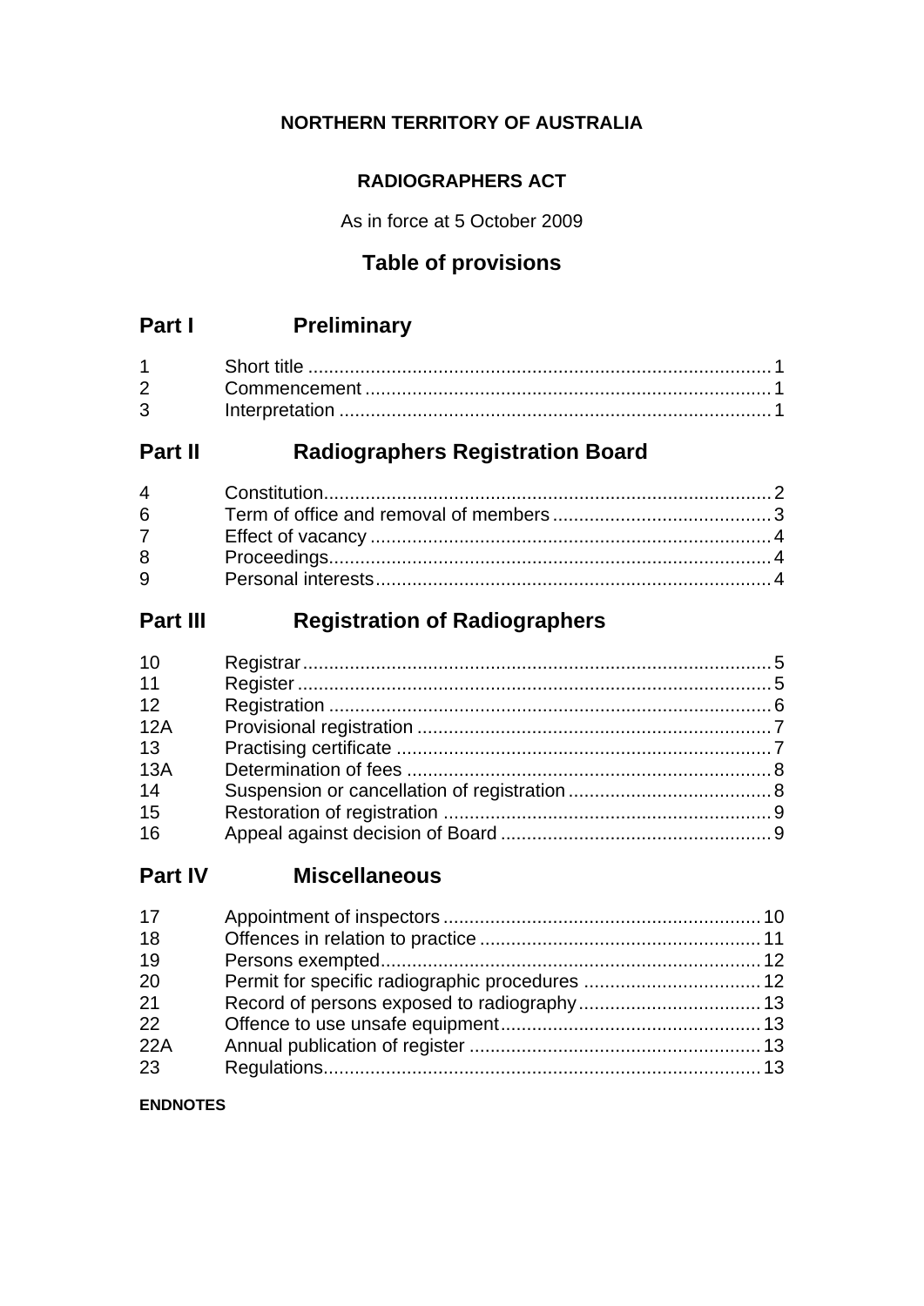**NORTHERN TERRITORY OF AUSTRALIA**

**RADIOGRAPHERS ACT**

As in force at 5 October 2009

## Table of provisions

## Part I Preliminary

| | | |
|---|---|---|
| 1 | Short title | 1 |
| 2 | Commencement | 1 |
| 3 | Interpretation | 1 |

## Part II Radiographers Registration Board

| | | |
|---|---|---|
| 4 | Constitution | 2 |
| 6 | Term of office and removal of members | 3 |
| 7 | Effect of vacancy | 4 |
| 8 | Proceedings | 4 |
| 9 | Personal interests | 4 |

## Part III Registration of Radiographers

| | | |
|---|---|---|
| 10 | Registrar | 5 |
| 11 | Register | 5 |
| 12 | Registration | 6 |
| 12A | Provisional registration | 7 |
| 13 | Practising certificate | 7 |
| 13A | Determination of fees | 8 |
| 14 | Suspension or cancellation of registration | 8 |
| 15 | Restoration of registration | 9 |
| 16 | Appeal against decision of Board | 9 |

## Part IV Miscellaneous

| | | |
|---|---|---|
| 17 | Appointment of inspectors | 10 |
| 18 | Offences in relation to practice | 11 |
| 19 | Persons exempted | 12 |
| 20 | Permit for specific radiographic procedures | 12 |
| 21 | Record of persons exposed to radiography | 13 |
| 22 | Offence to use unsafe equipment | 13 |
| 22A | Annual publication of register | 13 |
| 23 | Regulations | 13 |

**ENDNOTES**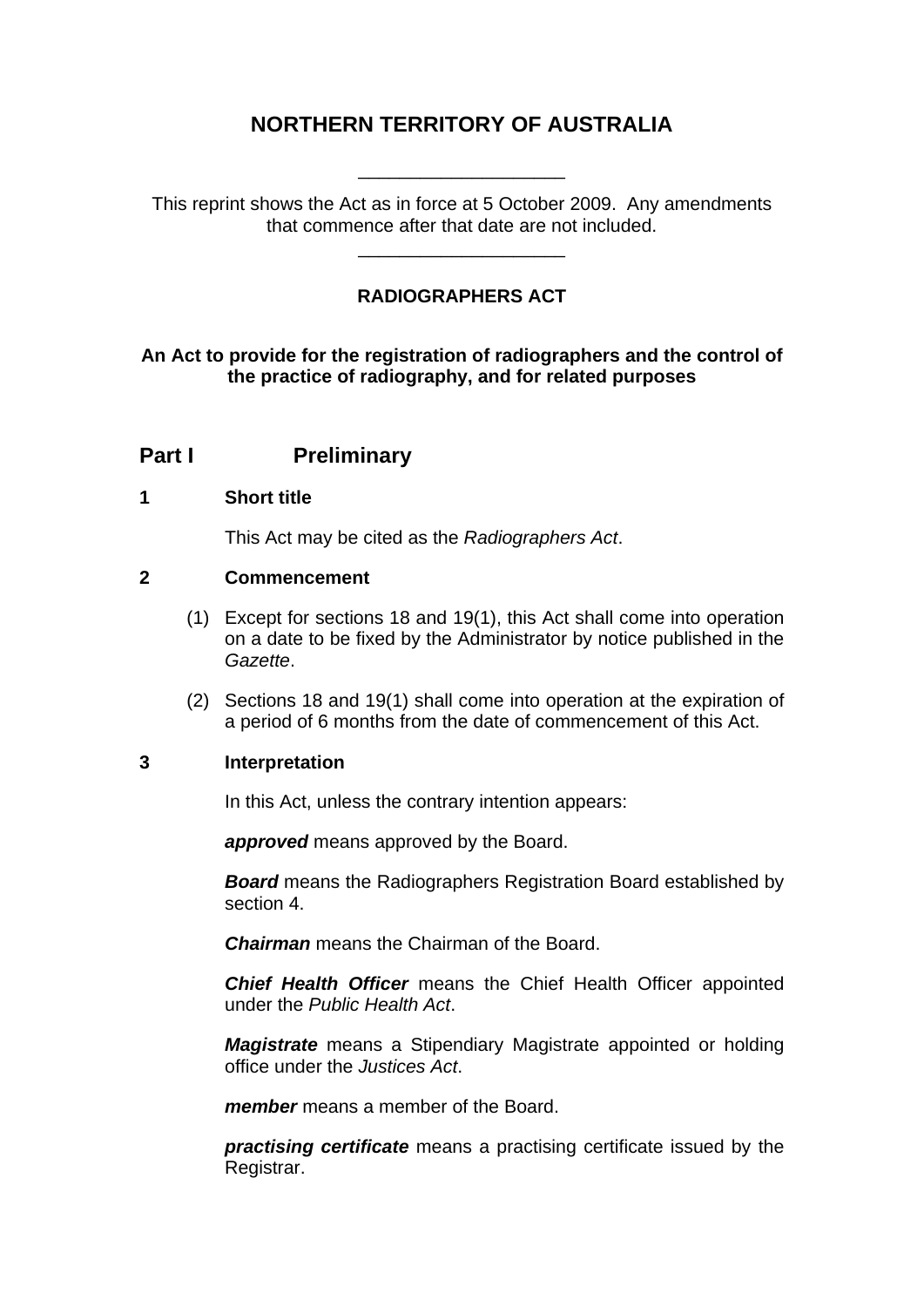# NORTHERN TERRITORY OF AUSTRALIA

____________________

This reprint shows the Act as in force at 5 October 2009. Any amendments that commence after that date are not included.

____________________

## RADIOGRAPHERS ACT

**An Act to provide for the registration of radiographers and the control of the practice of radiography, and for related purposes**

## Part I Preliminary

### 1 Short title

This Act may be cited as the *Radiographers Act*.

### 2 Commencement

(1) Except for sections 18 and 19(1), this Act shall come into operation on a date to be fixed by the Administrator by notice published in the *Gazette*.

(2) Sections 18 and 19(1) shall come into operation at the expiration of a period of 6 months from the date of commencement of this Act.

### 3 Interpretation

In this Act, unless the contrary intention appears:

***approved*** means approved by the Board.

***Board*** means the Radiographers Registration Board established by section 4.

***Chairman*** means the Chairman of the Board.

***Chief Health Officer*** means the Chief Health Officer appointed under the *Public Health Act*.

***Magistrate*** means a Stipendiary Magistrate appointed or holding office under the *Justices Act*.

***member*** means a member of the Board.

***practising certificate*** means a practising certificate issued by the Registrar.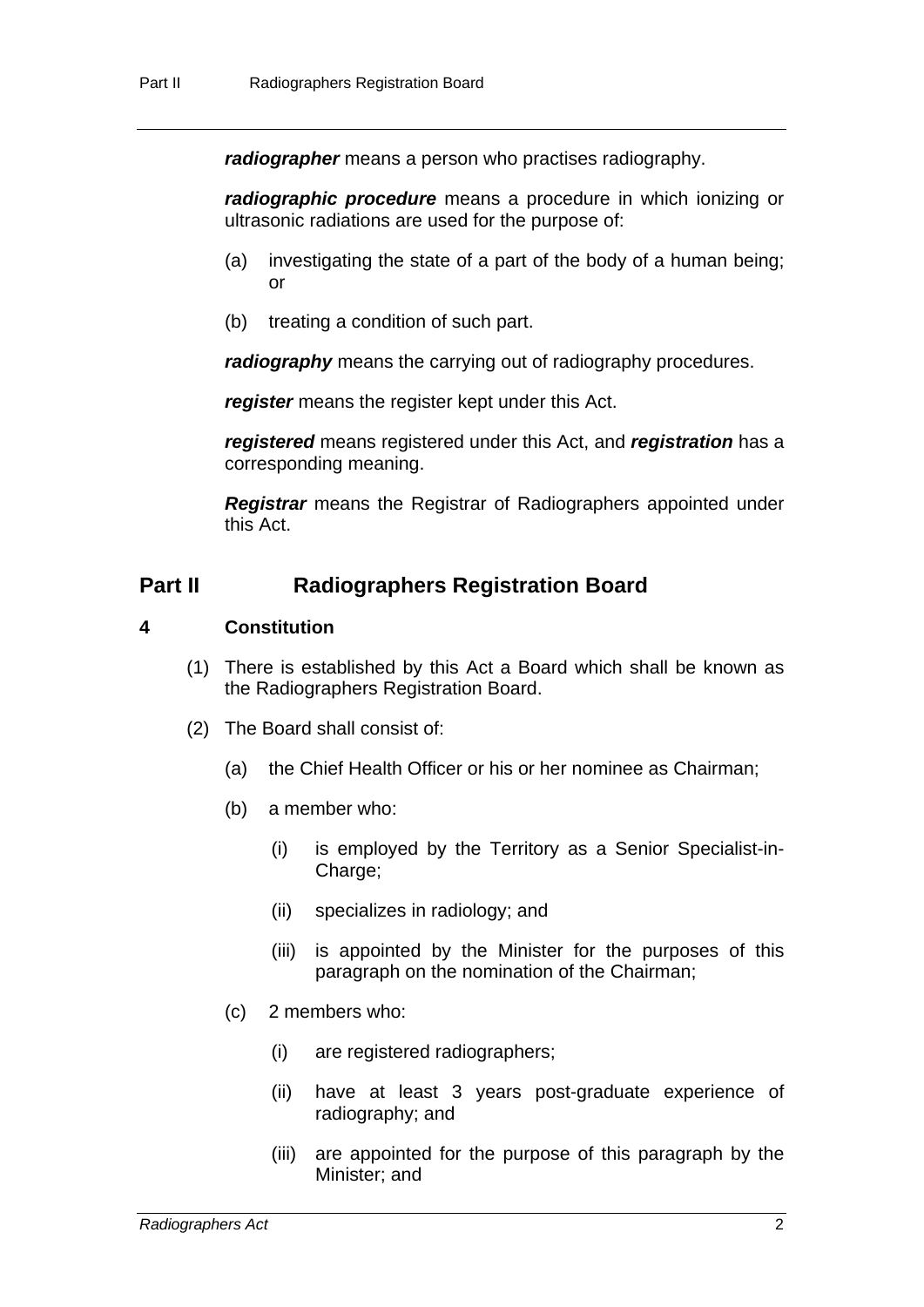***radiographer*** means a person who practises radiography.

***radiographic procedure*** means a procedure in which ionizing or ultrasonic radiations are used for the purpose of:

(a) investigating the state of a part of the body of a human being; or

(b) treating a condition of such part.

***radiography*** means the carrying out of radiography procedures.

***register*** means the register kept under this Act.

***registered*** means registered under this Act, and ***registration*** has a corresponding meaning.

***Registrar*** means the Registrar of Radiographers appointed under this Act.

## Part II Radiographers Registration Board

### 4 Constitution

(1) There is established by this Act a Board which shall be known as the Radiographers Registration Board.

(2) The Board shall consist of:

(a) the Chief Health Officer or his or her nominee as Chairman;

(b) a member who:

(i) is employed by the Territory as a Senior Specialist-in-Charge;

(ii) specializes in radiology; and

(iii) is appointed by the Minister for the purposes of this paragraph on the nomination of the Chairman;

(c) 2 members who:

(i) are registered radiographers;

(ii) have at least 3 years post-graduate experience of radiography; and

(iii) are appointed for the purpose of this paragraph by the Minister; and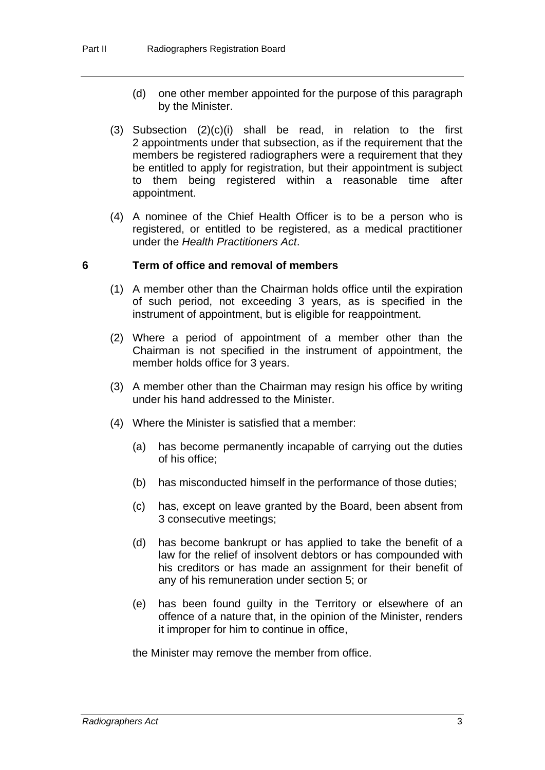(d) one other member appointed for the purpose of this paragraph by the Minister.

(3) Subsection (2)(c)(i) shall be read, in relation to the first 2 appointments under that subsection, as if the requirement that the members be registered radiographers were a requirement that they be entitled to apply for registration, but their appointment is subject to them being registered within a reasonable time after appointment.

(4) A nominee of the Chief Health Officer is to be a person who is registered, or entitled to be registered, as a medical practitioner under the *Health Practitioners Act*.

## 6 Term of office and removal of members

(1) A member other than the Chairman holds office until the expiration of such period, not exceeding 3 years, as is specified in the instrument of appointment, but is eligible for reappointment.

(2) Where a period of appointment of a member other than the Chairman is not specified in the instrument of appointment, the member holds office for 3 years.

(3) A member other than the Chairman may resign his office by writing under his hand addressed to the Minister.

(4) Where the Minister is satisfied that a member:

(a) has become permanently incapable of carrying out the duties of his office;

(b) has misconducted himself in the performance of those duties;

(c) has, except on leave granted by the Board, been absent from 3 consecutive meetings;

(d) has become bankrupt or has applied to take the benefit of a law for the relief of insolvent debtors or has compounded with his creditors or has made an assignment for their benefit of any of his remuneration under section 5; or

(e) has been found guilty in the Territory or elsewhere of an offence of a nature that, in the opinion of the Minister, renders it improper for him to continue in office,

the Minister may remove the member from office.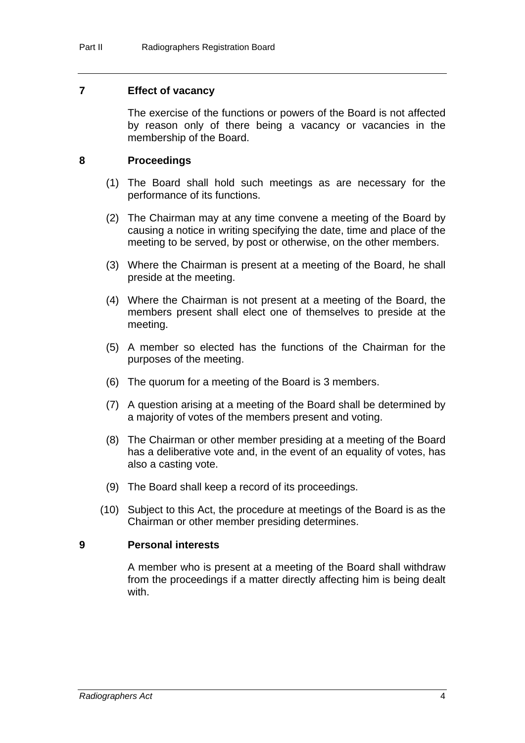## 7 Effect of vacancy

The exercise of the functions or powers of the Board is not affected by reason only of there being a vacancy or vacancies in the membership of the Board.

## 8 Proceedings

(1) The Board shall hold such meetings as are necessary for the performance of its functions.

(2) The Chairman may at any time convene a meeting of the Board by causing a notice in writing specifying the date, time and place of the meeting to be served, by post or otherwise, on the other members.

(3) Where the Chairman is present at a meeting of the Board, he shall preside at the meeting.

(4) Where the Chairman is not present at a meeting of the Board, the members present shall elect one of themselves to preside at the meeting.

(5) A member so elected has the functions of the Chairman for the purposes of the meeting.

(6) The quorum for a meeting of the Board is 3 members.

(7) A question arising at a meeting of the Board shall be determined by a majority of votes of the members present and voting.

(8) The Chairman or other member presiding at a meeting of the Board has a deliberative vote and, in the event of an equality of votes, has also a casting vote.

(9) The Board shall keep a record of its proceedings.

(10) Subject to this Act, the procedure at meetings of the Board is as the Chairman or other member presiding determines.

## 9 Personal interests

A member who is present at a meeting of the Board shall withdraw from the proceedings if a matter directly affecting him is being dealt with.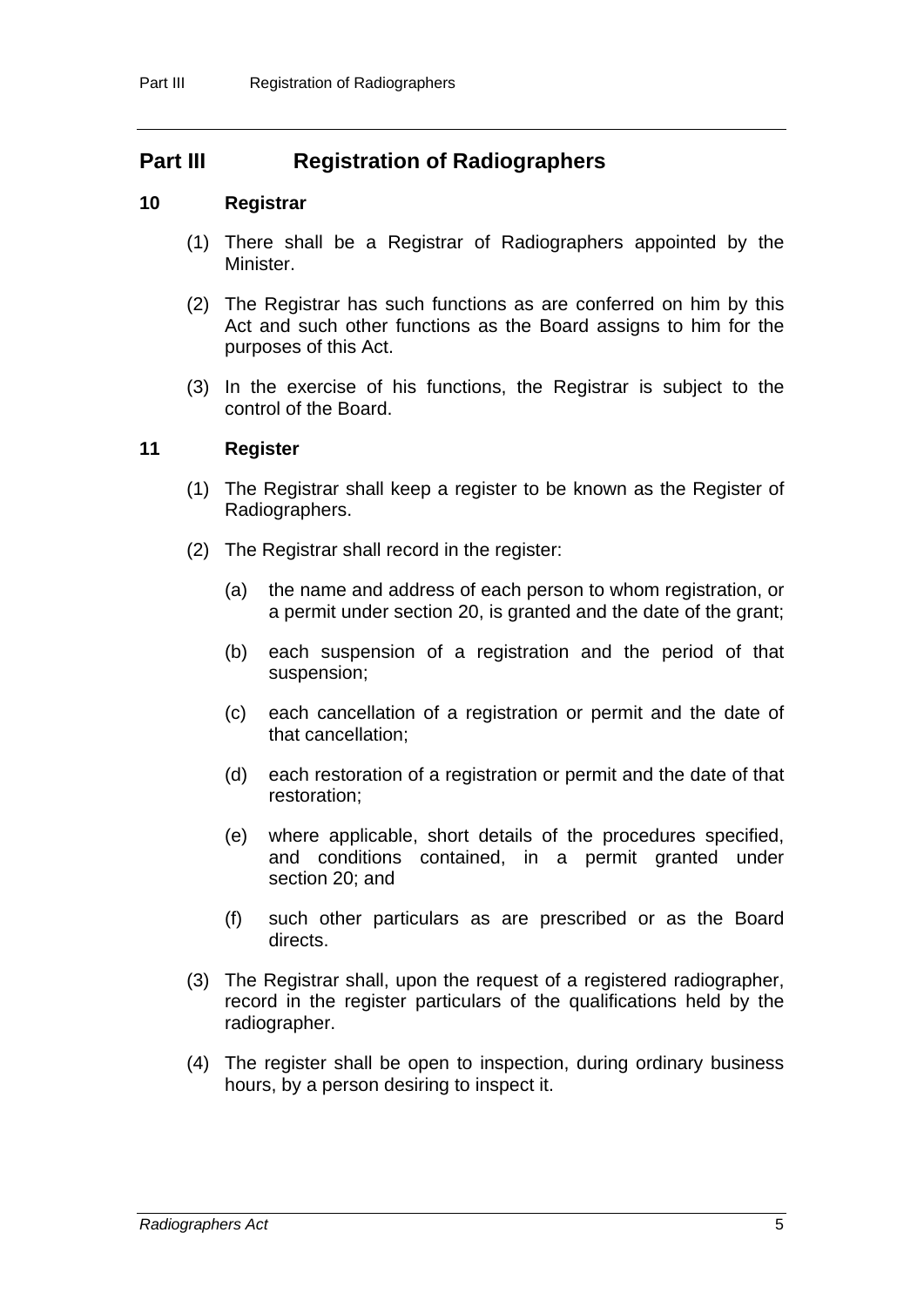## Part III Registration of Radiographers

### 10 Registrar

(1) There shall be a Registrar of Radiographers appointed by the Minister.

(2) The Registrar has such functions as are conferred on him by this Act and such other functions as the Board assigns to him for the purposes of this Act.

(3) In the exercise of his functions, the Registrar is subject to the control of the Board.

### 11 Register

(1) The Registrar shall keep a register to be known as the Register of Radiographers.

(2) The Registrar shall record in the register:

(a) the name and address of each person to whom registration, or a permit under section 20, is granted and the date of the grant;

(b) each suspension of a registration and the period of that suspension;

(c) each cancellation of a registration or permit and the date of that cancellation;

(d) each restoration of a registration or permit and the date of that restoration;

(e) where applicable, short details of the procedures specified, and conditions contained, in a permit granted under section 20; and

(f) such other particulars as are prescribed or as the Board directs.

(3) The Registrar shall, upon the request of a registered radiographer, record in the register particulars of the qualifications held by the radiographer.

(4) The register shall be open to inspection, during ordinary business hours, by a person desiring to inspect it.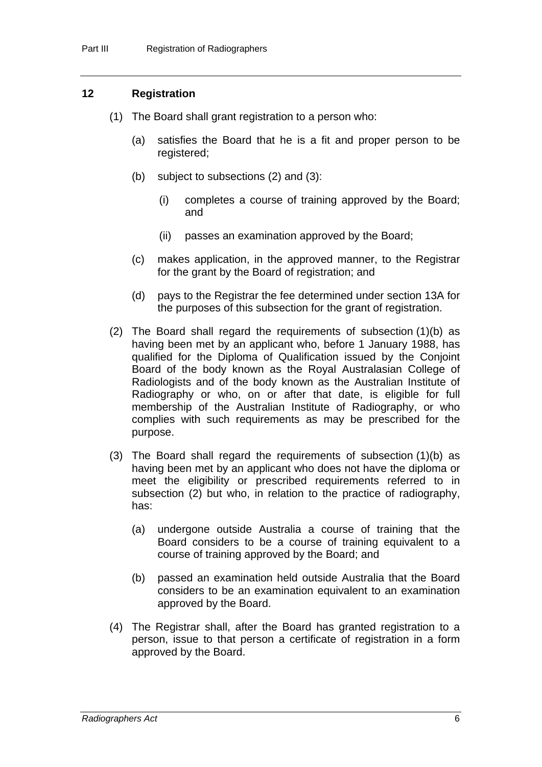## 12 Registration

(1) The Board shall grant registration to a person who:

(a) satisfies the Board that he is a fit and proper person to be registered;

(b) subject to subsections (2) and (3):

(i) completes a course of training approved by the Board; and

(ii) passes an examination approved by the Board;

(c) makes application, in the approved manner, to the Registrar for the grant by the Board of registration; and

(d) pays to the Registrar the fee determined under section 13A for the purposes of this subsection for the grant of registration.

(2) The Board shall regard the requirements of subsection (1)(b) as having been met by an applicant who, before 1 January 1988, has qualified for the Diploma of Qualification issued by the Conjoint Board of the body known as the Royal Australasian College of Radiologists and of the body known as the Australian Institute of Radiography or who, on or after that date, is eligible for full membership of the Australian Institute of Radiography, or who complies with such requirements as may be prescribed for the purpose.

(3) The Board shall regard the requirements of subsection (1)(b) as having been met by an applicant who does not have the diploma or meet the eligibility or prescribed requirements referred to in subsection (2) but who, in relation to the practice of radiography, has:

(a) undergone outside Australia a course of training that the Board considers to be a course of training equivalent to a course of training approved by the Board; and

(b) passed an examination held outside Australia that the Board considers to be an examination equivalent to an examination approved by the Board.

(4) The Registrar shall, after the Board has granted registration to a person, issue to that person a certificate of registration in a form approved by the Board.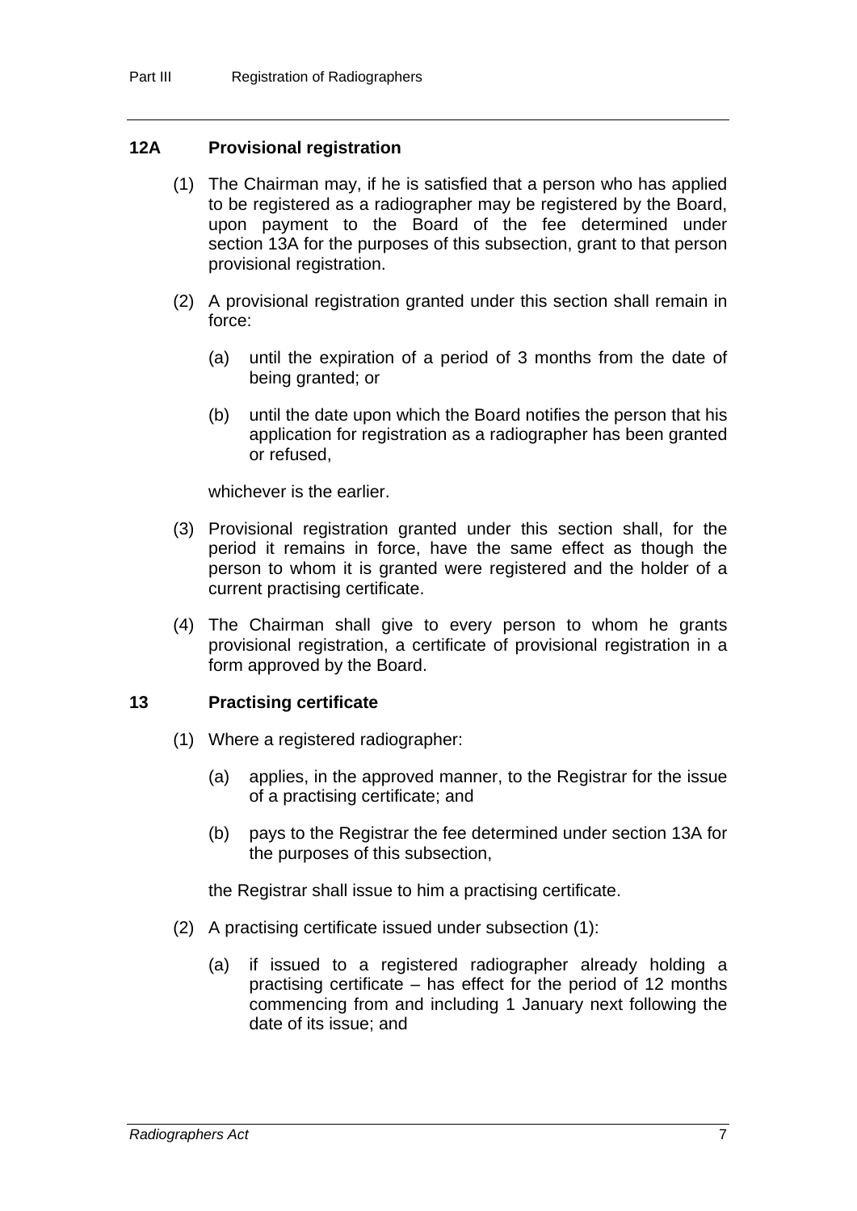### 12A Provisional registration

(1) The Chairman may, if he is satisfied that a person who has applied to be registered as a radiographer may be registered by the Board, upon payment to the Board of the fee determined under section 13A for the purposes of this subsection, grant to that person provisional registration.

(2) A provisional registration granted under this section shall remain in force:

(a) until the expiration of a period of 3 months from the date of being granted; or

(b) until the date upon which the Board notifies the person that his application for registration as a radiographer has been granted or refused,

whichever is the earlier.

(3) Provisional registration granted under this section shall, for the period it remains in force, have the same effect as though the person to whom it is granted were registered and the holder of a current practising certificate.

(4) The Chairman shall give to every person to whom he grants provisional registration, a certificate of provisional registration in a form approved by the Board.

### 13 Practising certificate

(1) Where a registered radiographer:

(a) applies, in the approved manner, to the Registrar for the issue of a practising certificate; and

(b) pays to the Registrar the fee determined under section 13A for the purposes of this subsection,

the Registrar shall issue to him a practising certificate.

(2) A practising certificate issued under subsection (1):

(a) if issued to a registered radiographer already holding a practising certificate – has effect for the period of 12 months commencing from and including 1 January next following the date of its issue; and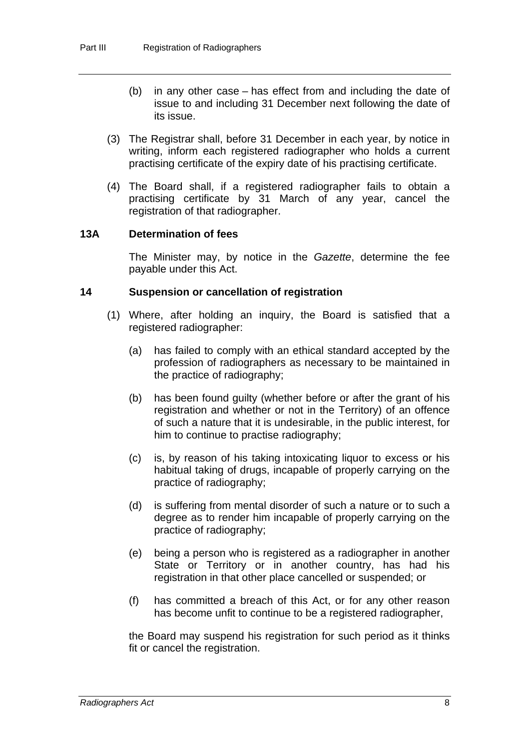(b) in any other case – has effect from and including the date of issue to and including 31 December next following the date of its issue.

(3) The Registrar shall, before 31 December in each year, by notice in writing, inform each registered radiographer who holds a current practising certificate of the expiry date of his practising certificate.

(4) The Board shall, if a registered radiographer fails to obtain a practising certificate by 31 March of any year, cancel the registration of that radiographer.

### 13A Determination of fees

The Minister may, by notice in the *Gazette*, determine the fee payable under this Act.

### 14 Suspension or cancellation of registration

(1) Where, after holding an inquiry, the Board is satisfied that a registered radiographer:

(a) has failed to comply with an ethical standard accepted by the profession of radiographers as necessary to be maintained in the practice of radiography;

(b) has been found guilty (whether before or after the grant of his registration and whether or not in the Territory) of an offence of such a nature that it is undesirable, in the public interest, for him to continue to practise radiography;

(c) is, by reason of his taking intoxicating liquor to excess or his habitual taking of drugs, incapable of properly carrying on the practice of radiography;

(d) is suffering from mental disorder of such a nature or to such a degree as to render him incapable of properly carrying on the practice of radiography;

(e) being a person who is registered as a radiographer in another State or Territory or in another country, has had his registration in that other place cancelled or suspended; or

(f) has committed a breach of this Act, or for any other reason has become unfit to continue to be a registered radiographer,

the Board may suspend his registration for such period as it thinks fit or cancel the registration.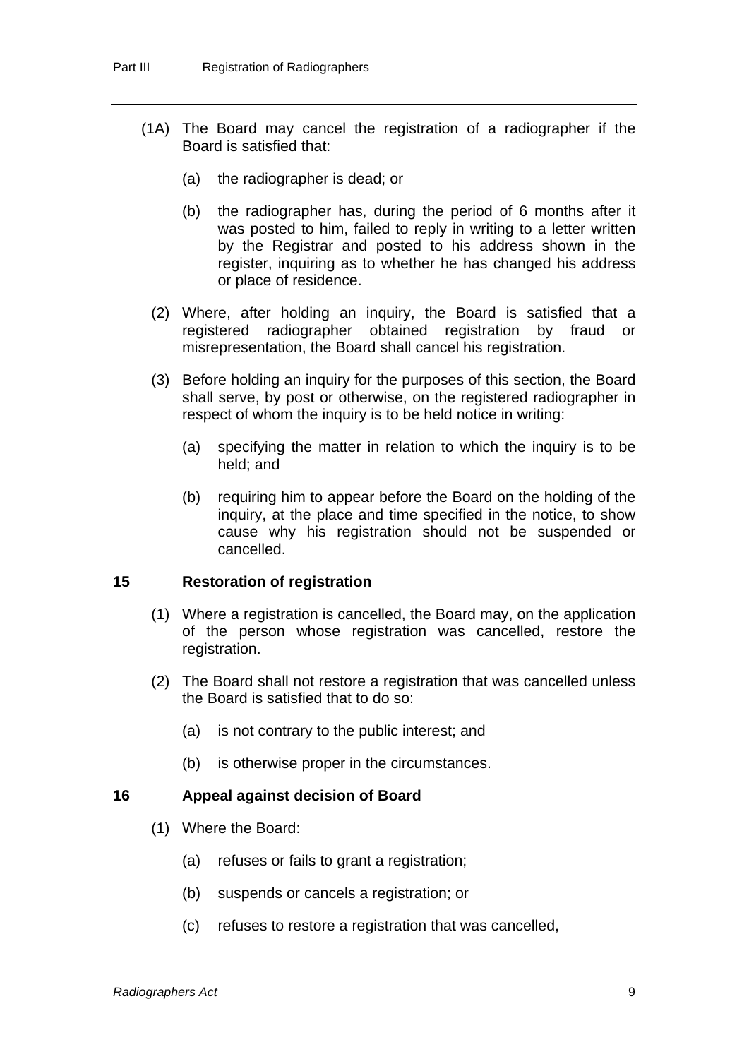(1A) The Board may cancel the registration of a radiographer if the Board is satisfied that:

(a) the radiographer is dead; or

(b) the radiographer has, during the period of 6 months after it was posted to him, failed to reply in writing to a letter written by the Registrar and posted to his address shown in the register, inquiring as to whether he has changed his address or place of residence.

(2) Where, after holding an inquiry, the Board is satisfied that a registered radiographer obtained registration by fraud or misrepresentation, the Board shall cancel his registration.

(3) Before holding an inquiry for the purposes of this section, the Board shall serve, by post or otherwise, on the registered radiographer in respect of whom the inquiry is to be held notice in writing:

(a) specifying the matter in relation to which the inquiry is to be held; and

(b) requiring him to appear before the Board on the holding of the inquiry, at the place and time specified in the notice, to show cause why his registration should not be suspended or cancelled.

## 15 Restoration of registration

(1) Where a registration is cancelled, the Board may, on the application of the person whose registration was cancelled, restore the registration.

(2) The Board shall not restore a registration that was cancelled unless the Board is satisfied that to do so:

(a) is not contrary to the public interest; and

(b) is otherwise proper in the circumstances.

## 16 Appeal against decision of Board

(1) Where the Board:

(a) refuses or fails to grant a registration;

(b) suspends or cancels a registration; or

(c) refuses to restore a registration that was cancelled,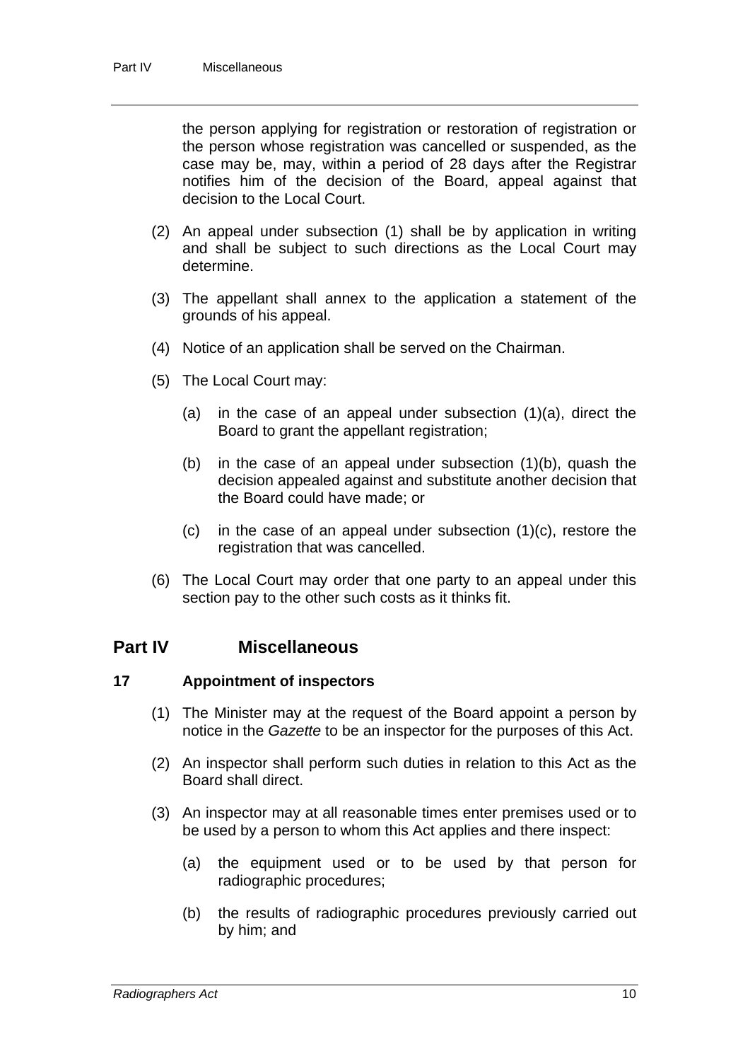the person applying for registration or restoration of registration or the person whose registration was cancelled or suspended, as the case may be, may, within a period of 28 days after the Registrar notifies him of the decision of the Board, appeal against that decision to the Local Court.

(2) An appeal under subsection (1) shall be by application in writing and shall be subject to such directions as the Local Court may determine.

(3) The appellant shall annex to the application a statement of the grounds of his appeal.

(4) Notice of an application shall be served on the Chairman.

(5) The Local Court may:

(a) in the case of an appeal under subsection (1)(a), direct the Board to grant the appellant registration;

(b) in the case of an appeal under subsection (1)(b), quash the decision appealed against and substitute another decision that the Board could have made; or

(c) in the case of an appeal under subsection (1)(c), restore the registration that was cancelled.

(6) The Local Court may order that one party to an appeal under this section pay to the other such costs as it thinks fit.

## Part IV Miscellaneous

### 17 Appointment of inspectors

(1) The Minister may at the request of the Board appoint a person by notice in the *Gazette* to be an inspector for the purposes of this Act.

(2) An inspector shall perform such duties in relation to this Act as the Board shall direct.

(3) An inspector may at all reasonable times enter premises used or to be used by a person to whom this Act applies and there inspect:

(a) the equipment used or to be used by that person for radiographic procedures;

(b) the results of radiographic procedures previously carried out by him; and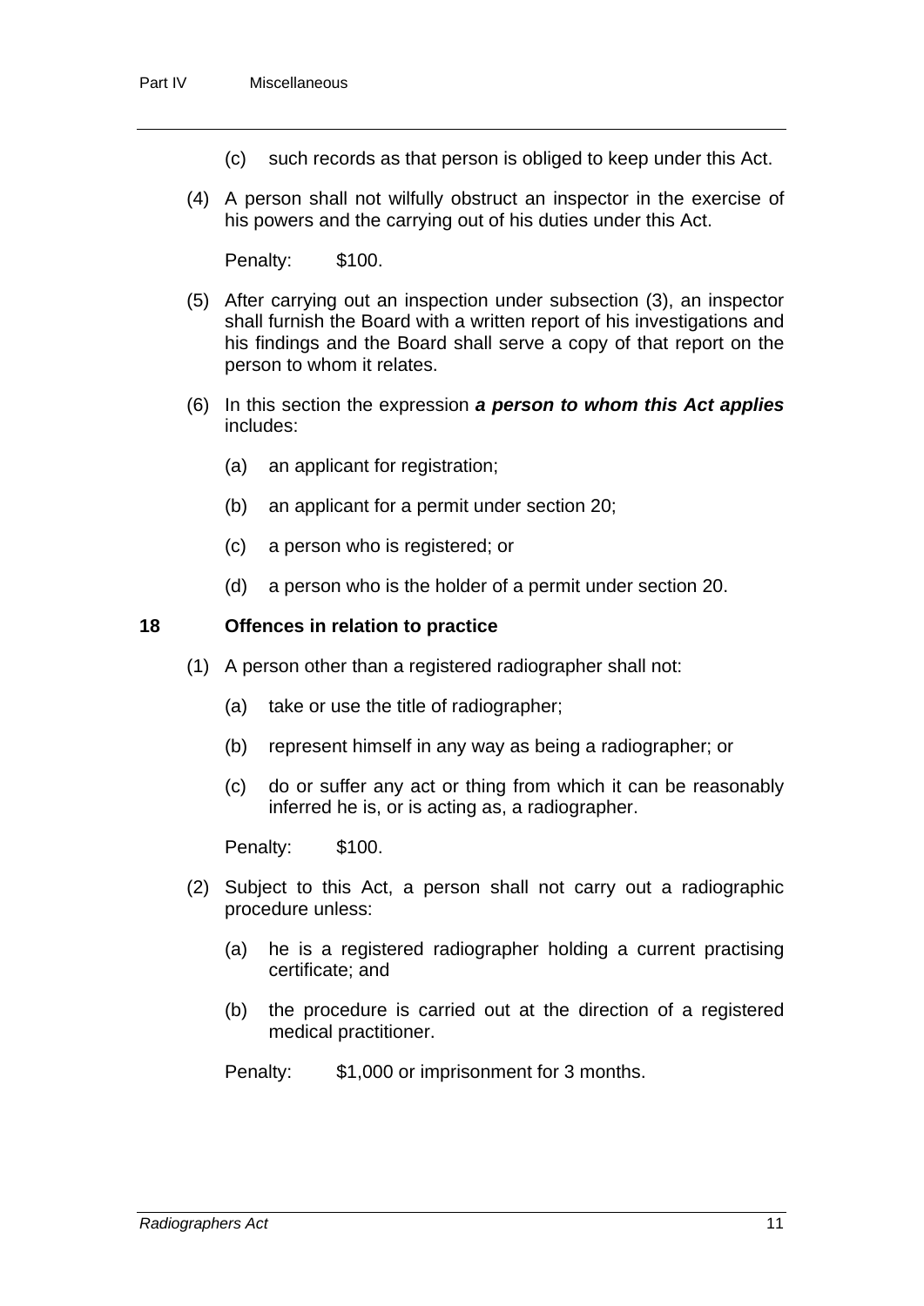(c) such records as that person is obliged to keep under this Act.

(4) A person shall not wilfully obstruct an inspector in the exercise of his powers and the carrying out of his duties under this Act.

Penalty: $100.

(5) After carrying out an inspection under subsection (3), an inspector shall furnish the Board with a written report of his investigations and his findings and the Board shall serve a copy of that report on the person to whom it relates.

(6) In this section the expression ***a person to whom this Act applies*** includes:

(a) an applicant for registration;

(b) an applicant for a permit under section 20;

(c) a person who is registered; or

(d) a person who is the holder of a permit under section 20.

## 18 Offences in relation to practice

(1) A person other than a registered radiographer shall not:

(a) take or use the title of radiographer;

(b) represent himself in any way as being a radiographer; or

(c) do or suffer any act or thing from which it can be reasonably inferred he is, or is acting as, a radiographer.

Penalty: $100.

(2) Subject to this Act, a person shall not carry out a radiographic procedure unless:

(a) he is a registered radiographer holding a current practising certificate; and

(b) the procedure is carried out at the direction of a registered medical practitioner.

Penalty: $1,000 or imprisonment for 3 months.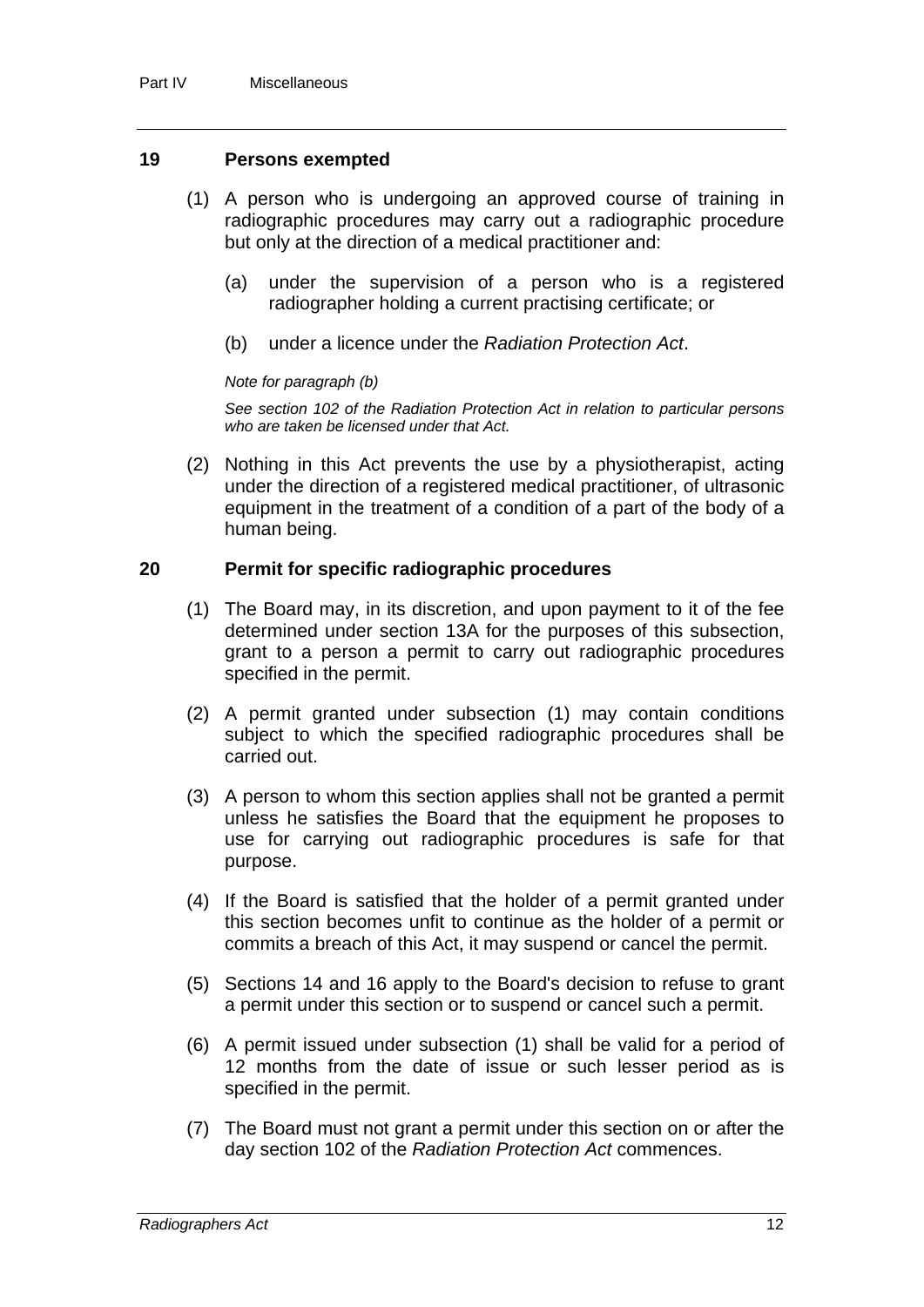## 19 Persons exempted

(1) A person who is undergoing an approved course of training in radiographic procedures may carry out a radiographic procedure but only at the direction of a medical practitioner and:

(a) under the supervision of a person who is a registered radiographer holding a current practising certificate; or

(b) under a licence under the *Radiation Protection Act*.

*Note for paragraph (b)*

*See section 102 of the Radiation Protection Act in relation to particular persons who are taken be licensed under that Act.*

(2) Nothing in this Act prevents the use by a physiotherapist, acting under the direction of a registered medical practitioner, of ultrasonic equipment in the treatment of a condition of a part of the body of a human being.

## 20 Permit for specific radiographic procedures

(1) The Board may, in its discretion, and upon payment to it of the fee determined under section 13A for the purposes of this subsection, grant to a person a permit to carry out radiographic procedures specified in the permit.

(2) A permit granted under subsection (1) may contain conditions subject to which the specified radiographic procedures shall be carried out.

(3) A person to whom this section applies shall not be granted a permit unless he satisfies the Board that the equipment he proposes to use for carrying out radiographic procedures is safe for that purpose.

(4) If the Board is satisfied that the holder of a permit granted under this section becomes unfit to continue as the holder of a permit or commits a breach of this Act, it may suspend or cancel the permit.

(5) Sections 14 and 16 apply to the Board's decision to refuse to grant a permit under this section or to suspend or cancel such a permit.

(6) A permit issued under subsection (1) shall be valid for a period of 12 months from the date of issue or such lesser period as is specified in the permit.

(7) The Board must not grant a permit under this section on or after the day section 102 of the *Radiation Protection Act* commences.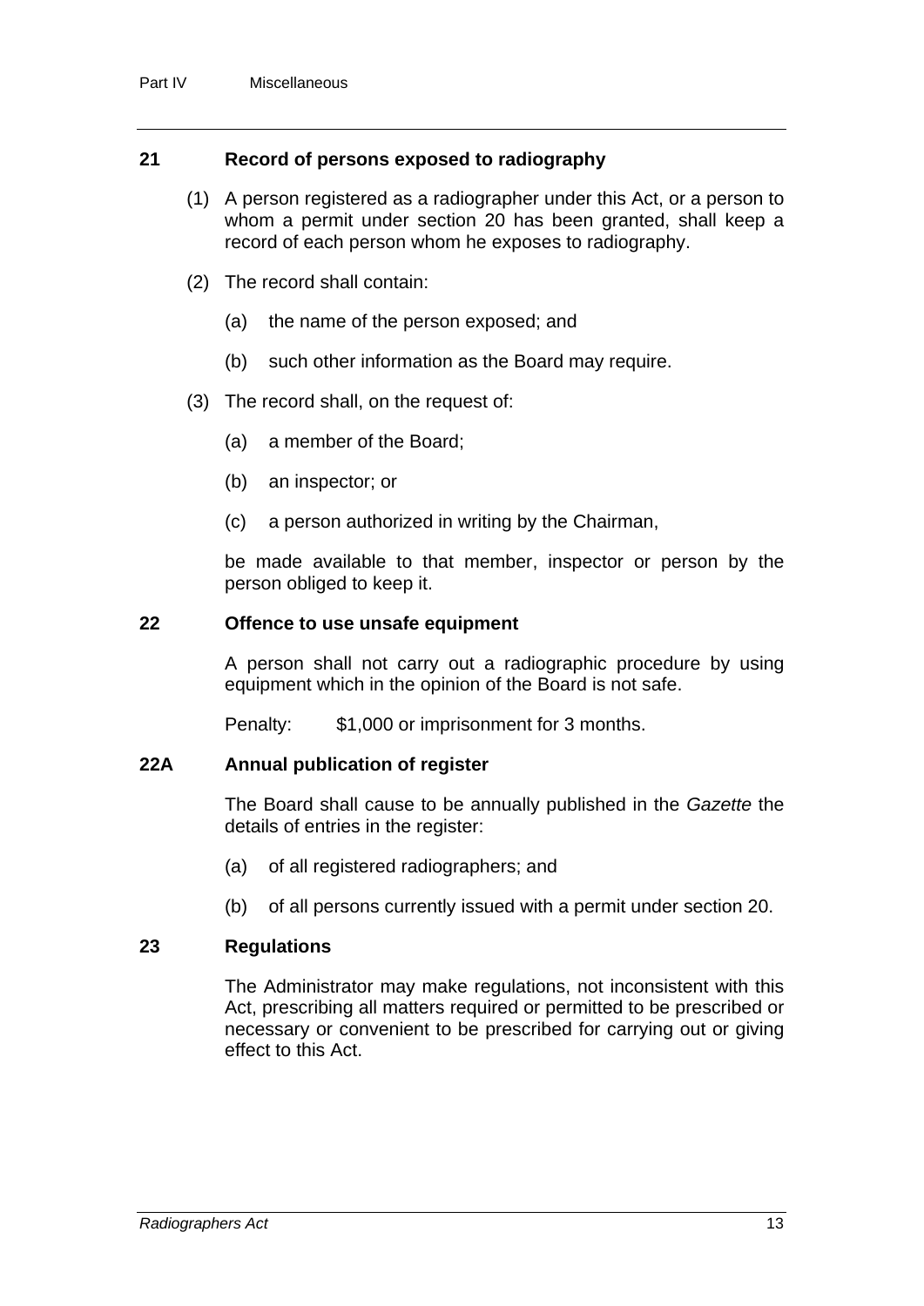## 21 Record of persons exposed to radiography

(1) A person registered as a radiographer under this Act, or a person to whom a permit under section 20 has been granted, shall keep a record of each person whom he exposes to radiography.

(2) The record shall contain:

(a) the name of the person exposed; and

(b) such other information as the Board may require.

(3) The record shall, on the request of:

(a) a member of the Board;

(b) an inspector; or

(c) a person authorized in writing by the Chairman,

be made available to that member, inspector or person by the person obliged to keep it.

## 22 Offence to use unsafe equipment

A person shall not carry out a radiographic procedure by using equipment which in the opinion of the Board is not safe.

Penalty: $1,000 or imprisonment for 3 months.

## 22A Annual publication of register

The Board shall cause to be annually published in the *Gazette* the details of entries in the register:

(a) of all registered radiographers; and

(b) of all persons currently issued with a permit under section 20.

## 23 Regulations

The Administrator may make regulations, not inconsistent with this Act, prescribing all matters required or permitted to be prescribed or necessary or convenient to be prescribed for carrying out or giving effect to this Act.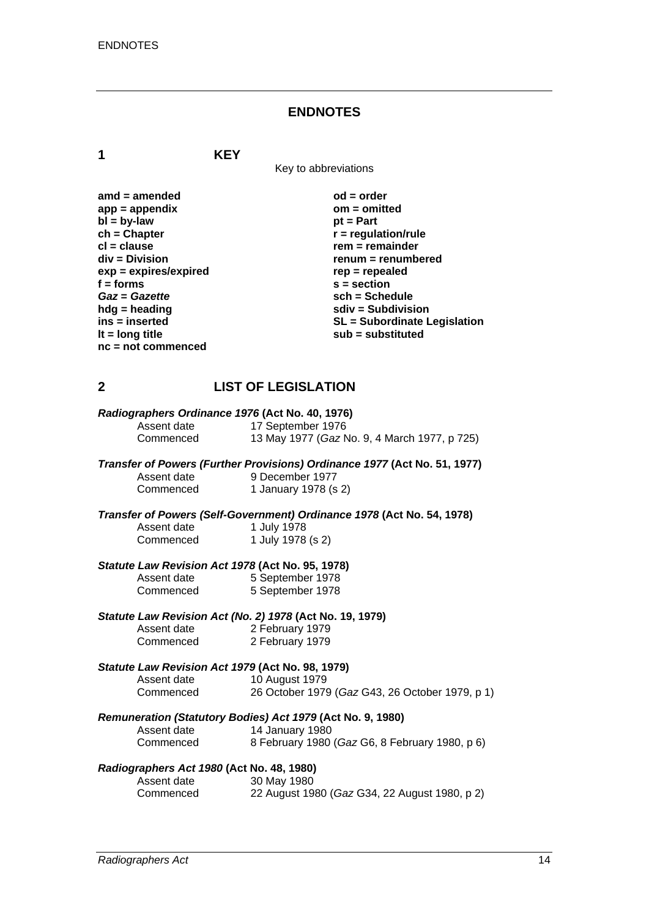# ENDNOTES

## 1 KEY

Key to abbreviations

**amd = amended**
**app = appendix**
**bl = by-law**
**ch = Chapter**
**cl = clause**
**div = Division**
**exp = expires/expired**
**f = forms**
***Gaz* = *Gazette***
**hdg = heading**
**ins = inserted**
**lt = long title**
**nc = not commenced**
**od = order**
**om = omitted**
**pt = Part**
**r = regulation/rule**
**rem = remainder**
**renum = renumbered**
**rep = repealed**
**s = section**
**sch = Schedule**
**sdiv = Subdivision**
**SL = Subordinate Legislation**
**sub = substituted**

## 2 LIST OF LEGISLATION

***Radiographers Ordinance 1976* (Act No. 40, 1976)**

| | |
|---|---|
| Assent date | 17 September 1976 |
| Commenced | 13 May 1977 (*Gaz* No. 9, 4 March 1977, p 725) |

***Transfer of Powers (Further Provisions) Ordinance 1977* (Act No. 51, 1977)**

| | |
|---|---|
| Assent date | 9 December 1977 |
| Commenced | 1 January 1978 (s 2) |

***Transfer of Powers (Self-Government) Ordinance 1978* (Act No. 54, 1978)**

| | |
|---|---|
| Assent date | 1 July 1978 |
| Commenced | 1 July 1978 (s 2) |

***Statute Law Revision Act 1978* (Act No. 95, 1978)**

| | |
|---|---|
| Assent date | 5 September 1978 |
| Commenced | 5 September 1978 |

***Statute Law Revision Act (No. 2) 1978* (Act No. 19, 1979)**

| | |
|---|---|
| Assent date | 2 February 1979 |
| Commenced | 2 February 1979 |

***Statute Law Revision Act 1979* (Act No. 98, 1979)**

| | |
|---|---|
| Assent date | 10 August 1979 |
| Commenced | 26 October 1979 (*Gaz* G43, 26 October 1979, p 1) |

***Remuneration (Statutory Bodies) Act 1979* (Act No. 9, 1980)**

| | |
|---|---|
| Assent date | 14 January 1980 |
| Commenced | 8 February 1980 (*Gaz* G6, 8 February 1980, p 6) |

***Radiographers Act 1980* (Act No. 48, 1980)**

| | |
|---|---|
| Assent date | 30 May 1980 |
| Commenced | 22 August 1980 (*Gaz* G34, 22 August 1980, p 2) |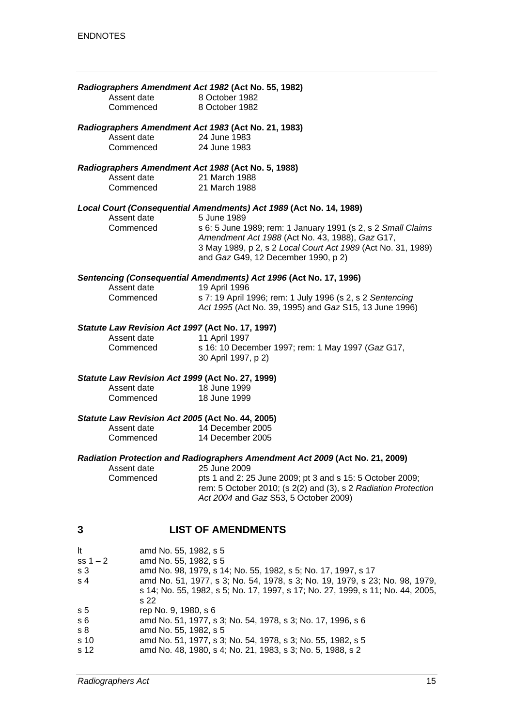***Radiographers Amendment Act 1982*** **(Act No. 55, 1982)**

Assent date 8 October 1982
Commenced 8 October 1982

***Radiographers Amendment Act 1983*** **(Act No. 21, 1983)**

Assent date 24 June 1983
Commenced 24 June 1983

***Radiographers Amendment Act 1988*** **(Act No. 5, 1988)**

Assent date 21 March 1988
Commenced 21 March 1988

***Local Court (Consequential Amendments) Act 1989*** **(Act No. 14, 1989)**

Assent date 5 June 1989
Commenced s 6: 5 June 1989; rem: 1 January 1991 (s 2, s 2 *Small Claims Amendment Act 1988* (Act No. 43, 1988), *Gaz* G17, 3 May 1989, p 2, s 2 *Local Court Act 1989* (Act No. 31, 1989) and *Gaz* G49, 12 December 1990, p 2)

***Sentencing (Consequential Amendments) Act 1996*** **(Act No. 17, 1996)**

Assent date 19 April 1996
Commenced s 7: 19 April 1996; rem: 1 July 1996 (s 2, s 2 *Sentencing Act 1995* (Act No. 39, 1995) and *Gaz* S15, 13 June 1996)

***Statute Law Revision Act 1997*** **(Act No. 17, 1997)**

Assent date 11 April 1997
Commenced s 16: 10 December 1997; rem: 1 May 1997 (*Gaz* G17, 30 April 1997, p 2)

***Statute Law Revision Act 1999*** **(Act No. 27, 1999)**

Assent date 18 June 1999
Commenced 18 June 1999

***Statute Law Revision Act 2005*** **(Act No. 44, 2005)**

Assent date 14 December 2005
Commenced 14 December 2005

***Radiation Protection and Radiographers Amendment Act 2009*** **(Act No. 21, 2009)**

Assent date 25 June 2009
Commenced pts 1 and 2: 25 June 2009; pt 3 and s 15: 5 October 2009; rem: 5 October 2010; (s 2(2) and (3), s 2 *Radiation Protection Act 2004* and *Gaz* S53, 5 October 2009)

## 3 LIST OF AMENDMENTS

| | |
|---|---|
| lt | amd No. 55, 1982, s 5 |
| ss 1 – 2 | amd No. 55, 1982, s 5 |
| s 3 | amd No. 98, 1979, s 14; No. 55, 1982, s 5; No. 17, 1997, s 17 |
| s 4 | amd No. 51, 1977, s 3; No. 54, 1978, s 3; No. 19, 1979, s 23; No. 98, 1979, s 14; No. 55, 1982, s 5; No. 17, 1997, s 17; No. 27, 1999, s 11; No. 44, 2005, s 22 |
| s 5 | rep No. 9, 1980, s 6 |
| s 6 | amd No. 51, 1977, s 3; No. 54, 1978, s 3; No. 17, 1996, s 6 |
| s 8 | amd No. 55, 1982, s 5 |
| s 10 | amd No. 51, 1977, s 3; No. 54, 1978, s 3; No. 55, 1982, s 5 |
| s 12 | amd No. 48, 1980, s 4; No. 21, 1983, s 3; No. 5, 1988, s 2 |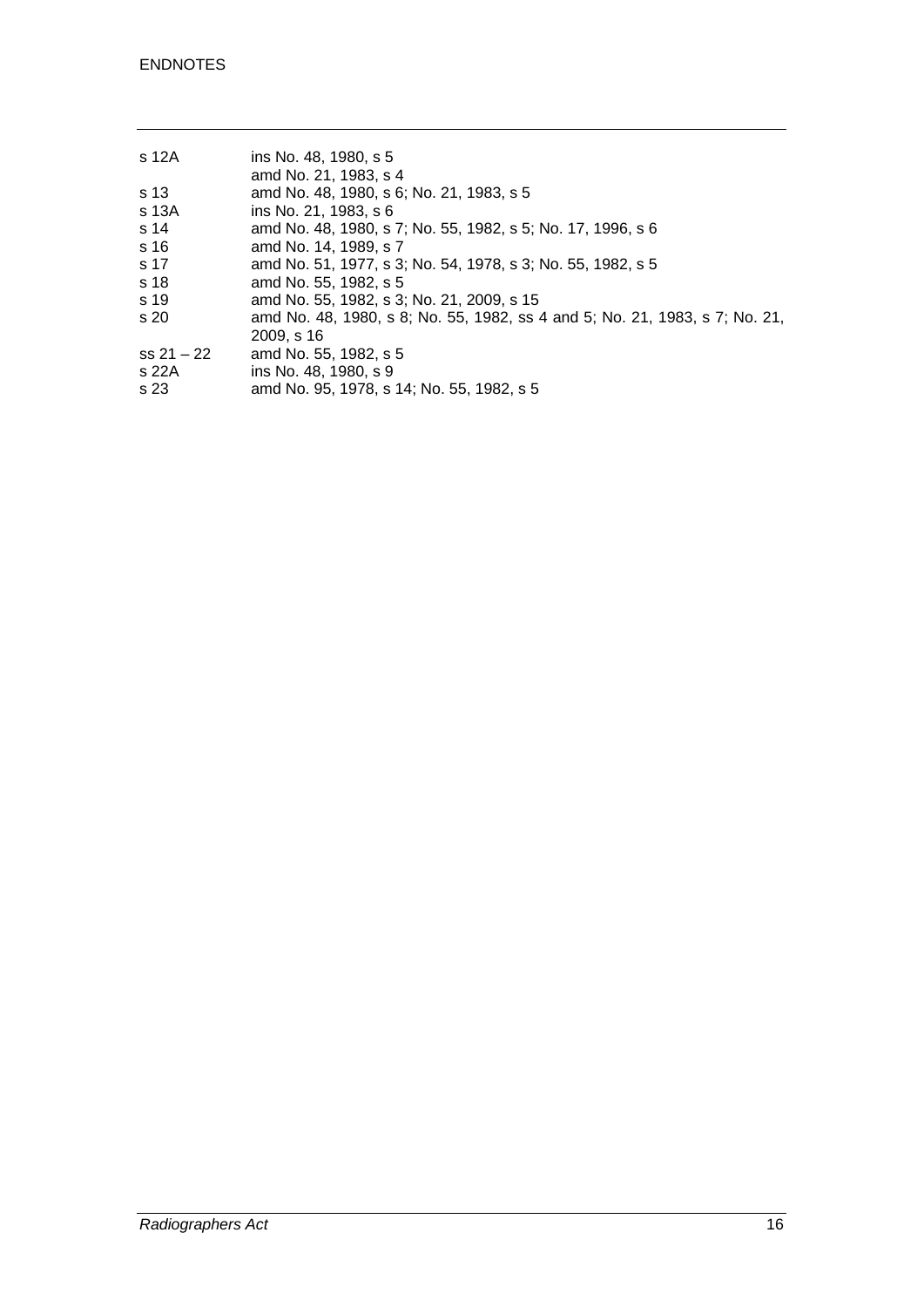| | |
|---|---|
| s 12A | ins No. 48, 1980, s 5 |
| | amd No. 21, 1983, s 4 |
| s 13 | amd No. 48, 1980, s 6; No. 21, 1983, s 5 |
| s 13A | ins No. 21, 1983, s 6 |
| s 14 | amd No. 48, 1980, s 7; No. 55, 1982, s 5; No. 17, 1996, s 6 |
| s 16 | amd No. 14, 1989, s 7 |
| s 17 | amd No. 51, 1977, s 3; No. 54, 1978, s 3; No. 55, 1982, s 5 |
| s 18 | amd No. 55, 1982, s 5 |
| s 19 | amd No. 55, 1982, s 3; No. 21, 2009, s 15 |
| s 20 | amd No. 48, 1980, s 8; No. 55, 1982, ss 4 and 5; No. 21, 1983, s 7; No. 21, 2009, s 16 |
| ss 21 – 22 | amd No. 55, 1982, s 5 |
| s 22A | ins No. 48, 1980, s 9 |
| s 23 | amd No. 95, 1978, s 14; No. 55, 1982, s 5 |